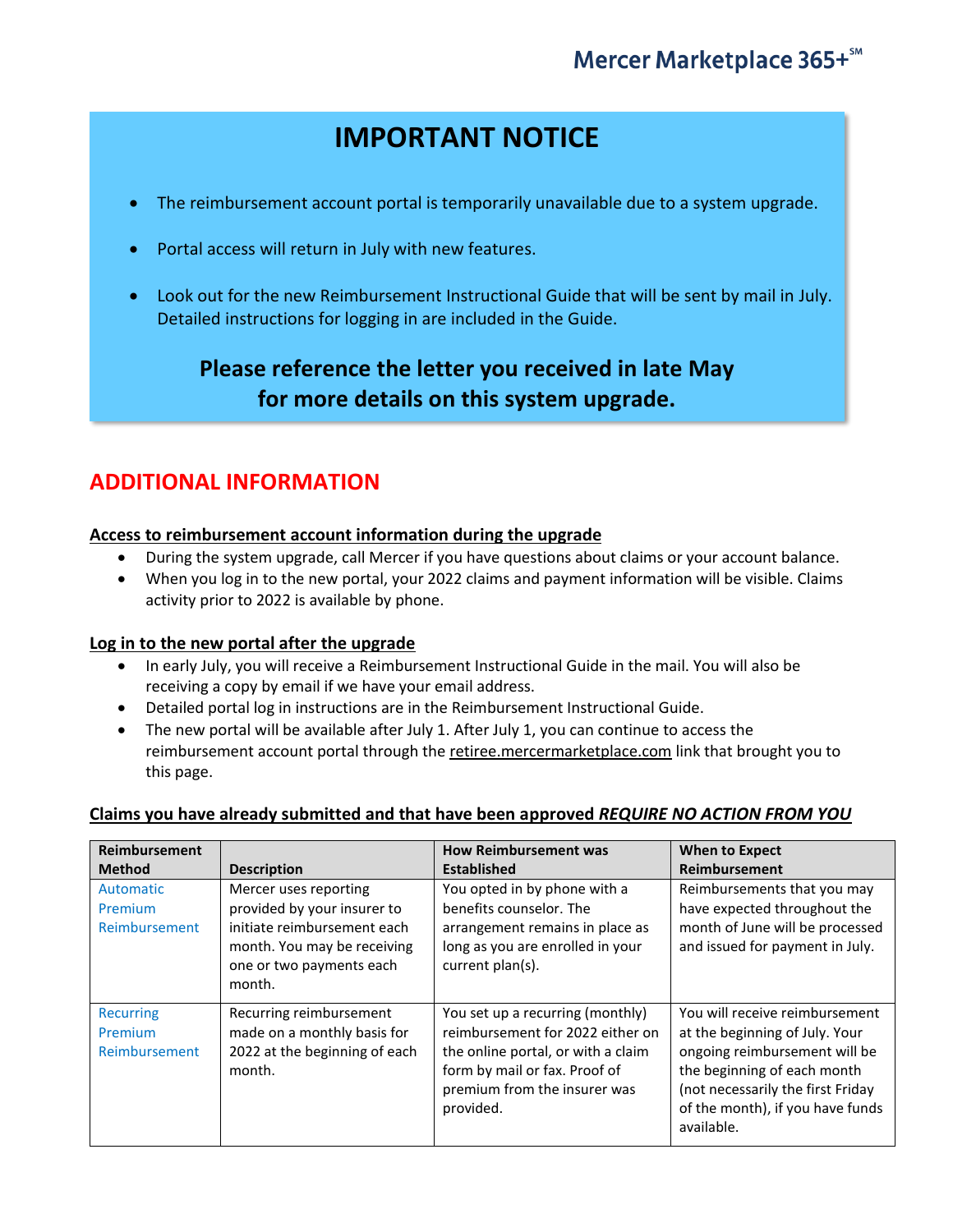Mercer Marketplace 365+℠

# IMPORTANT NOTICE

- The reimbursement account portal is temporarily unavailable due to a system upgrade.
- Portal access will return in July with new features.
- Look out for the new Reimbursement Instructional Guide that will be sent by mail in July. Detailed instructions for logging in are included in the Guide.

**Please reference the letter you received in late May for more details on this system upgrade.**

## ADDITIONAL INFORMATION

**Access to reimbursement account information during the upgrade**

- During the system upgrade, call Mercer if you have questions about claims or your account balance.
- When you log in to the new portal, your 2022 claims and payment information will be visible. Claims activity prior to 2022 is available by phone.

**Log in to the new portal after the upgrade**

- In early July, you will receive a Reimbursement Instructional Guide in the mail. You will also be receiving a copy by email if we have your email address.
- Detailed portal log in instructions are in the Reimbursement Instructional Guide.
- The new portal will be available after July 1. After July 1, you can continue to access the reimbursement account portal through the retiree.mercermarketplace.com link that brought you to this page.

**Claims you have already submitted and that have been approved *REQUIRE NO ACTION FROM YOU***

| Reimbursement Method | Description | How Reimbursement was Established | When to Expect Reimbursement |
|---|---|---|---|
| Automatic Premium Reimbursement | Mercer uses reporting provided by your insurer to initiate reimbursement each month. You may be receiving one or two payments each month. | You opted in by phone with a benefits counselor. The arrangement remains in place as long as you are enrolled in your current plan(s). | Reimbursements that you may have expected throughout the month of June will be processed and issued for payment in July. |
| Recurring Premium Reimbursement | Recurring reimbursement made on a monthly basis for 2022 at the beginning of each month. | You set up a recurring (monthly) reimbursement for 2022 either on the online portal, or with a claim form by mail or fax. Proof of premium from the insurer was provided. | You will receive reimbursement at the beginning of July. Your ongoing reimbursement will be the beginning of each month (not necessarily the first Friday of the month), if you have funds available. |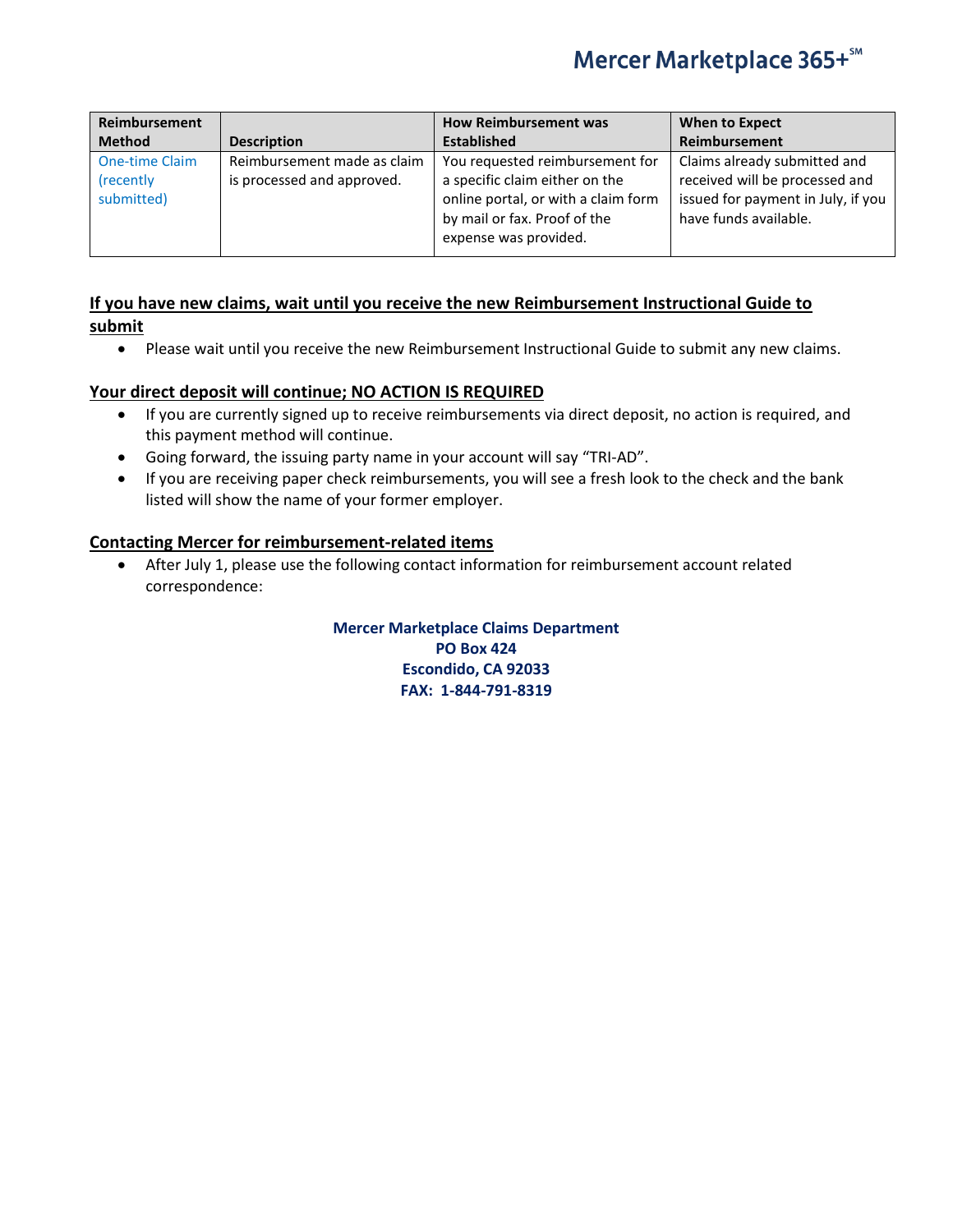| Reimbursement Method | Description | How Reimbursement was Established | When to Expect Reimbursement |
| --- | --- | --- | --- |
| One-time Claim (recently submitted) | Reimbursement made as claim is processed and approved. | You requested reimbursement for a specific claim either on the online portal, or with a claim form by mail or fax. Proof of the expense was provided. | Claims already submitted and received will be processed and issued for payment in July, if you have funds available. |

## If you have new claims, wait until you receive the new Reimbursement Instructional Guide to submit

- Please wait until you receive the new Reimbursement Instructional Guide to submit any new claims.

## Your direct deposit will continue; NO ACTION IS REQUIRED

- If you are currently signed up to receive reimbursements via direct deposit, no action is required, and this payment method will continue.
- Going forward, the issuing party name in your account will say “TRI-AD”.
- If you are receiving paper check reimbursements, you will see a fresh look to the check and the bank listed will show the name of your former employer.

## Contacting Mercer for reimbursement-related items

- After July 1, please use the following contact information for reimbursement account related correspondence:

**Mercer Marketplace Claims Department**
**PO Box 424**
**Escondido, CA 92033**
**FAX: 1-844-791-8319**